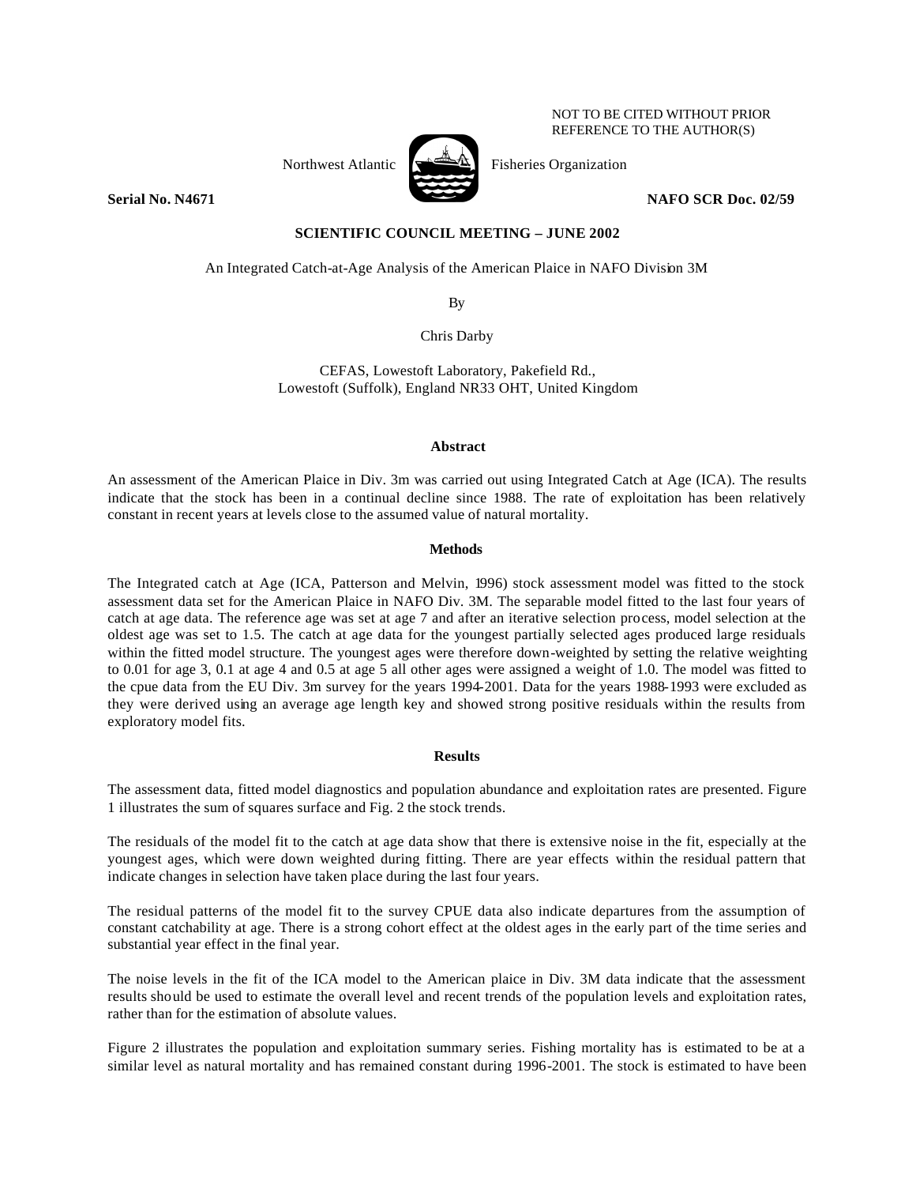NOT TO BE CITED WITHOUT PRIOR REFERENCE TO THE AUTHOR(S)

Northwest Atlantic Fisheries Organization

**Serial No. N4671** **NAFO SCR Doc. 02/59**

**SCIENTIFIC COUNCIL MEETING – JUNE 2002**

An Integrated Catch-at-Age Analysis of the American Plaice in NAFO Division 3M

By

Chris Darby

CEFAS, Lowestoft Laboratory, Pakefield Rd., Lowestoft (Suffolk), England NR33 OHT, United Kingdom

## Abstract

An assessment of the American Plaice in Div. 3m was carried out using Integrated Catch at Age (ICA). The results indicate that the stock has been in a continual decline since 1988. The rate of exploitation has been relatively constant in recent years at levels close to the assumed value of natural mortality.

## Methods

The Integrated catch at Age (ICA, Patterson and Melvin, 1996) stock assessment model was fitted to the stock assessment data set for the American Plaice in NAFO Div. 3M. The separable model fitted to the last four years of catch at age data. The reference age was set at age 7 and after an iterative selection process, model selection at the oldest age was set to 1.5. The catch at age data for the youngest partially selected ages produced large residuals within the fitted model structure. The youngest ages were therefore down-weighted by setting the relative weighting to 0.01 for age 3, 0.1 at age 4 and 0.5 at age 5 all other ages were assigned a weight of 1.0. The model was fitted to the cpue data from the EU Div. 3m survey for the years 1994-2001. Data for the years 1988-1993 were excluded as they were derived using an average age length key and showed strong positive residuals within the results from exploratory model fits.

## Results

The assessment data, fitted model diagnostics and population abundance and exploitation rates are presented. Figure 1 illustrates the sum of squares surface and Fig. 2 the stock trends.

The residuals of the model fit to the catch at age data show that there is extensive noise in the fit, especially at the youngest ages, which were down weighted during fitting. There are year effects within the residual pattern that indicate changes in selection have taken place during the last four years.

The residual patterns of the model fit to the survey CPUE data also indicate departures from the assumption of constant catchability at age. There is a strong cohort effect at the oldest ages in the early part of the time series and substantial year effect in the final year.

The noise levels in the fit of the ICA model to the American plaice in Div. 3M data indicate that the assessment results should be used to estimate the overall level and recent trends of the population levels and exploitation rates, rather than for the estimation of absolute values.

Figure 2 illustrates the population and exploitation summary series. Fishing mortality has is estimated to be at a similar level as natural mortality and has remained constant during 1996-2001. The stock is estimated to have been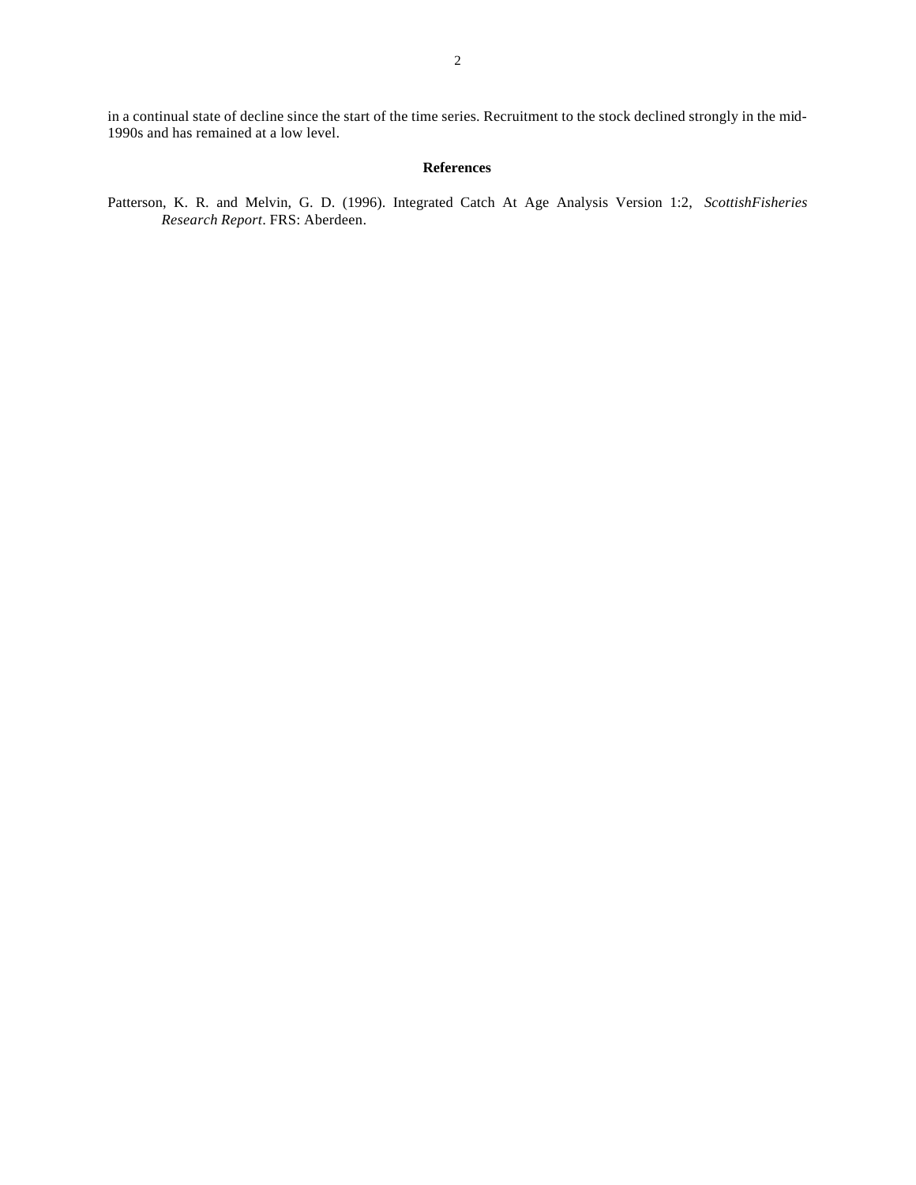in a continual state of decline since the start of the time series. Recruitment to the stock declined strongly in the mid-1990s and has remained at a low level.

## References

Patterson, K. R. and Melvin, G. D. (1996). Integrated Catch At Age Analysis Version 1:2, *ScottishFisheries Research Report*. FRS: Aberdeen.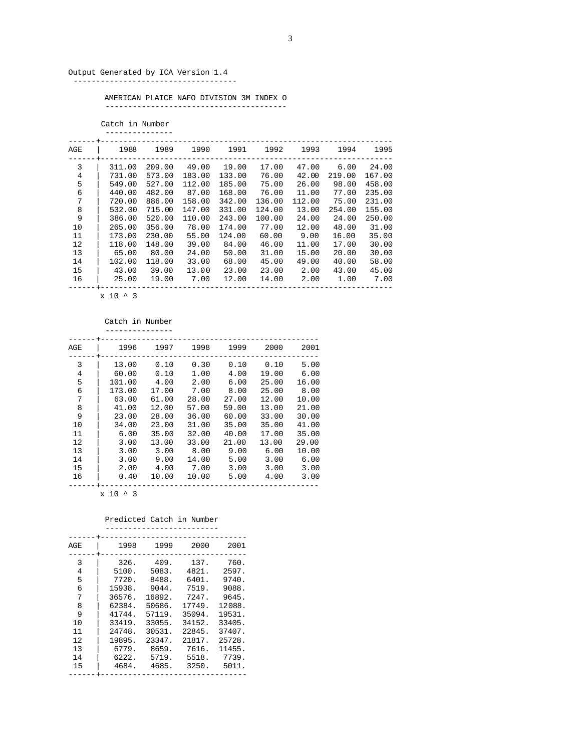Output Generated by ICA Version 1.4

## AMERICAN PLAICE NAFO DIVISION 3M INDEX O

### Catch in Number

| AGE | 1988 | 1989 | 1990 | 1991 | 1992 | 1993 | 1994 | 1995 |
|---|---|---|---|---|---|---|---|---|
| 3 | 311.00 | 209.00 | 49.00 | 19.00 | 17.00 | 47.00 | 6.00 | 24.00 |
| 4 | 731.00 | 573.00 | 183.00 | 133.00 | 76.00 | 42.00 | 219.00 | 167.00 |
| 5 | 549.00 | 527.00 | 112.00 | 185.00 | 75.00 | 26.00 | 98.00 | 458.00 |
| 6 | 440.00 | 482.00 | 87.00 | 168.00 | 76.00 | 11.00 | 77.00 | 235.00 |
| 7 | 720.00 | 886.00 | 158.00 | 342.00 | 136.00 | 112.00 | 75.00 | 231.00 |
| 8 | 532.00 | 715.00 | 147.00 | 331.00 | 124.00 | 13.00 | 254.00 | 155.00 |
| 9 | 386.00 | 520.00 | 110.00 | 243.00 | 100.00 | 24.00 | 24.00 | 250.00 |
| 10 | 265.00 | 356.00 | 78.00 | 174.00 | 77.00 | 12.00 | 48.00 | 31.00 |
| 11 | 173.00 | 230.00 | 55.00 | 124.00 | 60.00 | 9.00 | 16.00 | 35.00 |
| 12 | 118.00 | 148.00 | 39.00 | 84.00 | 46.00 | 11.00 | 17.00 | 30.00 |
| 13 | 65.00 | 80.00 | 24.00 | 50.00 | 31.00 | 15.00 | 20.00 | 30.00 |
| 14 | 102.00 | 118.00 | 33.00 | 68.00 | 45.00 | 49.00 | 40.00 | 58.00 |
| 15 | 43.00 | 39.00 | 13.00 | 23.00 | 23.00 | 2.00 | 43.00 | 45.00 |
| 16 | 25.00 | 19.00 | 7.00 | 12.00 | 14.00 | 2.00 | 1.00 | 7.00 |

x 10 ^ 3

### Catch in Number

| AGE | 1996 | 1997 | 1998 | 1999 | 2000 | 2001 |
|---|---|---|---|---|---|---|
| 3 | 13.00 | 0.10 | 0.30 | 0.10 | 0.10 | 5.00 |
| 4 | 60.00 | 0.10 | 1.00 | 4.00 | 19.00 | 6.00 |
| 5 | 101.00 | 4.00 | 2.00 | 6.00 | 25.00 | 16.00 |
| 6 | 173.00 | 17.00 | 7.00 | 8.00 | 25.00 | 8.00 |
| 7 | 63.00 | 61.00 | 28.00 | 27.00 | 12.00 | 10.00 |
| 8 | 41.00 | 12.00 | 57.00 | 59.00 | 13.00 | 21.00 |
| 9 | 23.00 | 28.00 | 36.00 | 60.00 | 33.00 | 30.00 |
| 10 | 34.00 | 23.00 | 31.00 | 35.00 | 35.00 | 41.00 |
| 11 | 6.00 | 35.00 | 32.00 | 40.00 | 17.00 | 35.00 |
| 12 | 3.00 | 13.00 | 33.00 | 21.00 | 13.00 | 29.00 |
| 13 | 3.00 | 3.00 | 8.00 | 9.00 | 6.00 | 10.00 |
| 14 | 3.00 | 9.00 | 14.00 | 5.00 | 3.00 | 6.00 |
| 15 | 2.00 | 4.00 | 7.00 | 3.00 | 3.00 | 3.00 |
| 16 | 0.40 | 10.00 | 10.00 | 5.00 | 4.00 | 3.00 |

x 10 ^ 3

### Predicted Catch in Number

| AGE | 1998 | 1999 | 2000 | 2001 |
|---|---|---|---|---|
| 3 | 326. | 409. | 137. | 760. |
| 4 | 5100. | 5083. | 4821. | 2597. |
| 5 | 7720. | 8488. | 6401. | 9740. |
| 6 | 15938. | 9044. | 7519. | 9088. |
| 7 | 36576. | 16892. | 7247. | 9645. |
| 8 | 62384. | 50686. | 17749. | 12088. |
| 9 | 41744. | 57119. | 35094. | 19531. |
| 10 | 33419. | 33055. | 34152. | 33405. |
| 11 | 24748. | 30531. | 22845. | 37407. |
| 12 | 19895. | 23347. | 21817. | 25728. |
| 13 | 6779. | 8659. | 7616. | 11455. |
| 14 | 6222. | 5719. | 5518. | 7739. |
| 15 | 4684. | 4685. | 3250. | 5011. |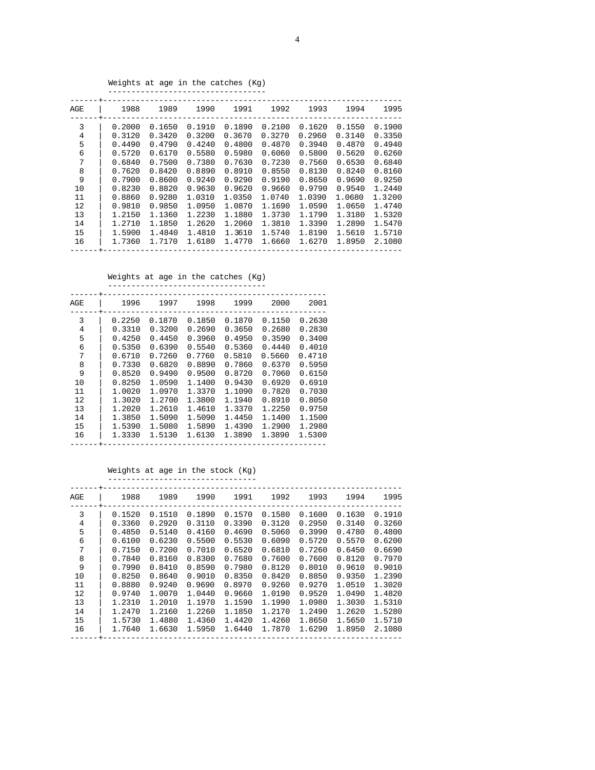Weights at age in the catches (Kg)

| AGE | 1988 | 1989 | 1990 | 1991 | 1992 | 1993 | 1994 | 1995 |
|---|---|---|---|---|---|---|---|---|
| 3 | 0.2000 | 0.1650 | 0.1910 | 0.1890 | 0.2100 | 0.1620 | 0.1550 | 0.1900 |
| 4 | 0.3120 | 0.3420 | 0.3200 | 0.3670 | 0.3270 | 0.2960 | 0.3140 | 0.3350 |
| 5 | 0.4490 | 0.4790 | 0.4240 | 0.4800 | 0.4870 | 0.3940 | 0.4870 | 0.4940 |
| 6 | 0.5720 | 0.6170 | 0.5580 | 0.5980 | 0.6060 | 0.5800 | 0.5620 | 0.6260 |
| 7 | 0.6840 | 0.7500 | 0.7380 | 0.7630 | 0.7230 | 0.7560 | 0.6530 | 0.6840 |
| 8 | 0.7620 | 0.8420 | 0.8890 | 0.8910 | 0.8550 | 0.8130 | 0.8240 | 0.8160 |
| 9 | 0.7900 | 0.8600 | 0.9240 | 0.9290 | 0.9190 | 0.8650 | 0.9690 | 0.9250 |
| 10 | 0.8230 | 0.8820 | 0.9630 | 0.9620 | 0.9660 | 0.9790 | 0.9540 | 1.2440 |
| 11 | 0.8860 | 0.9280 | 1.0310 | 1.0350 | 1.0740 | 1.0390 | 1.0680 | 1.3200 |
| 12 | 0.9810 | 0.9850 | 1.0950 | 1.0870 | 1.1690 | 1.0590 | 1.0650 | 1.4740 |
| 13 | 1.2150 | 1.1360 | 1.2230 | 1.1880 | 1.3730 | 1.1790 | 1.3180 | 1.5320 |
| 14 | 1.2710 | 1.1850 | 1.2620 | 1.2060 | 1.3810 | 1.3390 | 1.2890 | 1.5470 |
| 15 | 1.5900 | 1.4840 | 1.4810 | 1.3610 | 1.5740 | 1.8190 | 1.5610 | 1.5710 |
| 16 | 1.7360 | 1.7170 | 1.6180 | 1.4770 | 1.6660 | 1.6270 | 1.8950 | 2.1080 |

Weights at age in the catches (Kg)

| AGE | 1996 | 1997 | 1998 | 1999 | 2000 | 2001 |
|---|---|---|---|---|---|---|
| 3 | 0.2250 | 0.1870 | 0.1850 | 0.1870 | 0.1150 | 0.2630 |
| 4 | 0.3310 | 0.3200 | 0.2690 | 0.3650 | 0.2680 | 0.2830 |
| 5 | 0.4250 | 0.4450 | 0.3960 | 0.4950 | 0.3590 | 0.3400 |
| 6 | 0.5350 | 0.6390 | 0.5540 | 0.5360 | 0.4440 | 0.4010 |
| 7 | 0.6710 | 0.7260 | 0.7760 | 0.5810 | 0.5660 | 0.4710 |
| 8 | 0.7330 | 0.6820 | 0.8890 | 0.7860 | 0.6370 | 0.5950 |
| 9 | 0.8520 | 0.9490 | 0.9500 | 0.8720 | 0.7060 | 0.6150 |
| 10 | 0.8250 | 1.0590 | 1.1400 | 0.9430 | 0.6920 | 0.6910 |
| 11 | 1.0020 | 1.0970 | 1.3370 | 1.1090 | 0.7820 | 0.7030 |
| 12 | 1.3020 | 1.2700 | 1.3800 | 1.1940 | 0.8910 | 0.8050 |
| 13 | 1.2020 | 1.2610 | 1.4610 | 1.3370 | 1.2250 | 0.9750 |
| 14 | 1.3850 | 1.5090 | 1.5090 | 1.4450 | 1.1400 | 1.1500 |
| 15 | 1.5390 | 1.5080 | 1.5890 | 1.4390 | 1.2900 | 1.2980 |
| 16 | 1.3330 | 1.5130 | 1.6130 | 1.3890 | 1.3890 | 1.5300 |

Weights at age in the stock (Kg)

| AGE | 1988 | 1989 | 1990 | 1991 | 1992 | 1993 | 1994 | 1995 |
|---|---|---|---|---|---|---|---|---|
| 3 | 0.1520 | 0.1510 | 0.1890 | 0.1570 | 0.1580 | 0.1600 | 0.1630 | 0.1910 |
| 4 | 0.3360 | 0.2920 | 0.3110 | 0.3390 | 0.3120 | 0.2950 | 0.3140 | 0.3260 |
| 5 | 0.4850 | 0.5140 | 0.4160 | 0.4690 | 0.5060 | 0.3990 | 0.4780 | 0.4800 |
| 6 | 0.6100 | 0.6230 | 0.5500 | 0.5530 | 0.6090 | 0.5720 | 0.5570 | 0.6200 |
| 7 | 0.7150 | 0.7200 | 0.7010 | 0.6520 | 0.6810 | 0.7260 | 0.6450 | 0.6690 |
| 8 | 0.7840 | 0.8160 | 0.8300 | 0.7680 | 0.7600 | 0.7600 | 0.8120 | 0.7970 |
| 9 | 0.7990 | 0.8410 | 0.8590 | 0.7980 | 0.8120 | 0.8010 | 0.9610 | 0.9010 |
| 10 | 0.8250 | 0.8640 | 0.9010 | 0.8350 | 0.8420 | 0.8850 | 0.9350 | 1.2390 |
| 11 | 0.8880 | 0.9240 | 0.9690 | 0.8970 | 0.9260 | 0.9270 | 1.0510 | 1.3020 |
| 12 | 0.9740 | 1.0070 | 1.0440 | 0.9660 | 1.0190 | 0.9520 | 1.0490 | 1.4820 |
| 13 | 1.2310 | 1.2010 | 1.1970 | 1.1590 | 1.1990 | 1.0980 | 1.3030 | 1.5310 |
| 14 | 1.2470 | 1.2160 | 1.2260 | 1.1850 | 1.2170 | 1.2490 | 1.2620 | 1.5280 |
| 15 | 1.5730 | 1.4880 | 1.4360 | 1.4420 | 1.4260 | 1.8650 | 1.5650 | 1.5710 |
| 16 | 1.7640 | 1.6630 | 1.5950 | 1.6440 | 1.7870 | 1.6290 | 1.8950 | 2.1080 |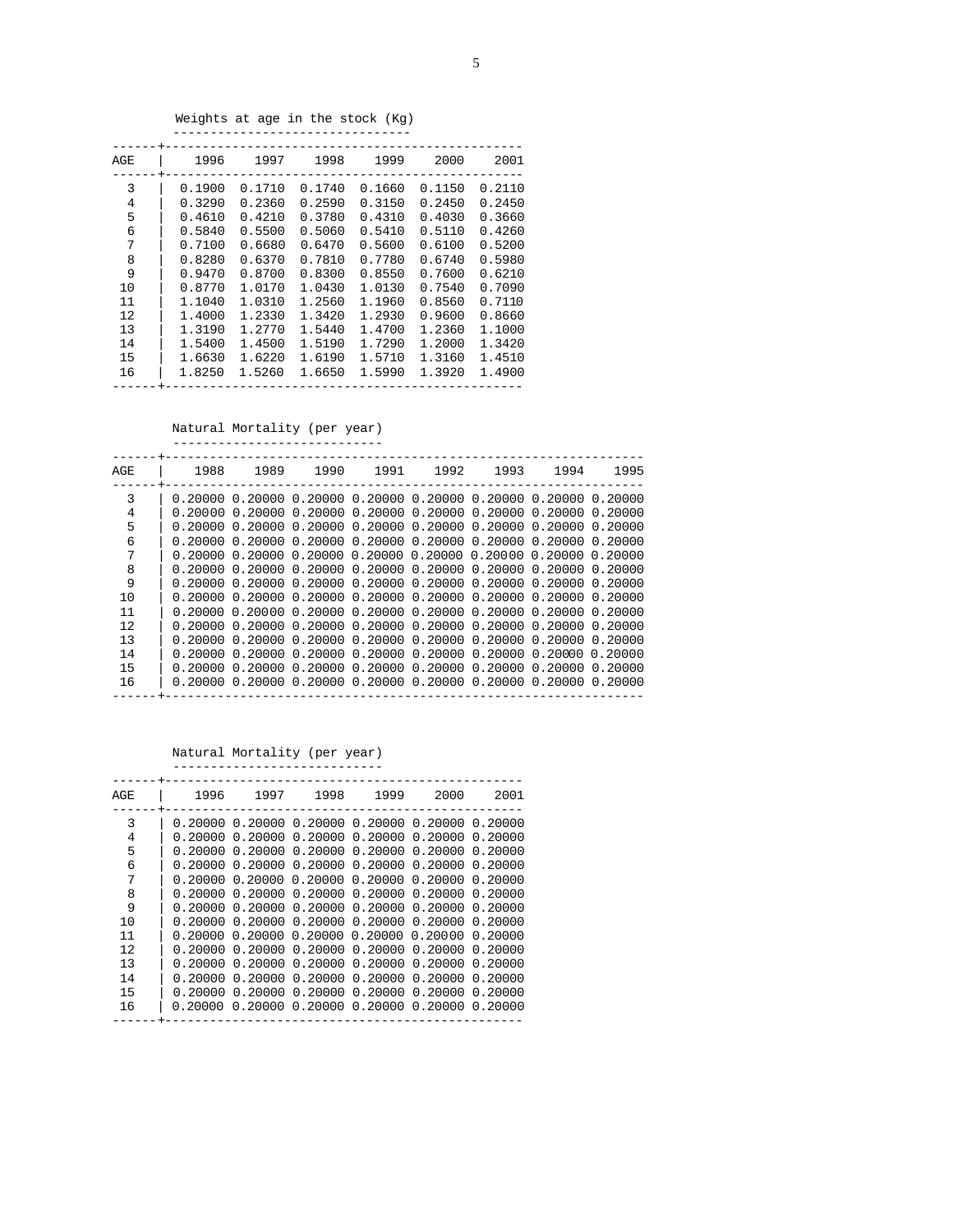Weights at age in the stock (Kg)

| AGE | 1996 | 1997 | 1998 | 1999 | 2000 | 2001 |
|---|---|---|---|---|---|---|
| 3 | 0.1900 | 0.1710 | 0.1740 | 0.1660 | 0.1150 | 0.2110 |
| 4 | 0.3290 | 0.2360 | 0.2590 | 0.3150 | 0.2450 | 0.2450 |
| 5 | 0.4610 | 0.4210 | 0.3780 | 0.4310 | 0.4030 | 0.3660 |
| 6 | 0.5840 | 0.5500 | 0.5060 | 0.5410 | 0.5110 | 0.4260 |
| 7 | 0.7100 | 0.6680 | 0.6470 | 0.5600 | 0.6100 | 0.5200 |
| 8 | 0.8280 | 0.6370 | 0.7810 | 0.7780 | 0.6740 | 0.5980 |
| 9 | 0.9470 | 0.8700 | 0.8300 | 0.8550 | 0.7600 | 0.6210 |
| 10 | 0.8770 | 1.0170 | 1.0430 | 1.0130 | 0.7540 | 0.7090 |
| 11 | 1.1040 | 1.0310 | 1.2560 | 1.1960 | 0.8560 | 0.7110 |
| 12 | 1.4000 | 1.2330 | 1.3420 | 1.2930 | 0.9600 | 0.8660 |
| 13 | 1.3190 | 1.2770 | 1.5440 | 1.4700 | 1.2360 | 1.1000 |
| 14 | 1.5400 | 1.4500 | 1.5190 | 1.7290 | 1.2000 | 1.3420 |
| 15 | 1.6630 | 1.6220 | 1.6190 | 1.5710 | 1.3160 | 1.4510 |
| 16 | 1.8250 | 1.5260 | 1.6650 | 1.5990 | 1.3920 | 1.4900 |

Natural Mortality (per year)

| AGE | 1988 | 1989 | 1990 | 1991 | 1992 | 1993 | 1994 | 1995 |
|---|---|---|---|---|---|---|---|---|
| 3 | 0.20000 | 0.20000 | 0.20000 | 0.20000 | 0.20000 | 0.20000 | 0.20000 | 0.20000 |
| 4 | 0.20000 | 0.20000 | 0.20000 | 0.20000 | 0.20000 | 0.20000 | 0.20000 | 0.20000 |
| 5 | 0.20000 | 0.20000 | 0.20000 | 0.20000 | 0.20000 | 0.20000 | 0.20000 | 0.20000 |
| 6 | 0.20000 | 0.20000 | 0.20000 | 0.20000 | 0.20000 | 0.20000 | 0.20000 | 0.20000 |
| 7 | 0.20000 | 0.20000 | 0.20000 | 0.20000 | 0.20000 | 0.20000 | 0.20000 | 0.20000 |
| 8 | 0.20000 | 0.20000 | 0.20000 | 0.20000 | 0.20000 | 0.20000 | 0.20000 | 0.20000 |
| 9 | 0.20000 | 0.20000 | 0.20000 | 0.20000 | 0.20000 | 0.20000 | 0.20000 | 0.20000 |
| 10 | 0.20000 | 0.20000 | 0.20000 | 0.20000 | 0.20000 | 0.20000 | 0.20000 | 0.20000 |
| 11 | 0.20000 | 0.20000 | 0.20000 | 0.20000 | 0.20000 | 0.20000 | 0.20000 | 0.20000 |
| 12 | 0.20000 | 0.20000 | 0.20000 | 0.20000 | 0.20000 | 0.20000 | 0.20000 | 0.20000 |
| 13 | 0.20000 | 0.20000 | 0.20000 | 0.20000 | 0.20000 | 0.20000 | 0.20000 | 0.20000 |
| 14 | 0.20000 | 0.20000 | 0.20000 | 0.20000 | 0.20000 | 0.20000 | 0.20000 | 0.20000 |
| 15 | 0.20000 | 0.20000 | 0.20000 | 0.20000 | 0.20000 | 0.20000 | 0.20000 | 0.20000 |
| 16 | 0.20000 | 0.20000 | 0.20000 | 0.20000 | 0.20000 | 0.20000 | 0.20000 | 0.20000 |

Natural Mortality (per year)

| AGE | 1996 | 1997 | 1998 | 1999 | 2000 | 2001 |
|---|---|---|---|---|---|---|
| 3 | 0.20000 | 0.20000 | 0.20000 | 0.20000 | 0.20000 | 0.20000 |
| 4 | 0.20000 | 0.20000 | 0.20000 | 0.20000 | 0.20000 | 0.20000 |
| 5 | 0.20000 | 0.20000 | 0.20000 | 0.20000 | 0.20000 | 0.20000 |
| 6 | 0.20000 | 0.20000 | 0.20000 | 0.20000 | 0.20000 | 0.20000 |
| 7 | 0.20000 | 0.20000 | 0.20000 | 0.20000 | 0.20000 | 0.20000 |
| 8 | 0.20000 | 0.20000 | 0.20000 | 0.20000 | 0.20000 | 0.20000 |
| 9 | 0.20000 | 0.20000 | 0.20000 | 0.20000 | 0.20000 | 0.20000 |
| 10 | 0.20000 | 0.20000 | 0.20000 | 0.20000 | 0.20000 | 0.20000 |
| 11 | 0.20000 | 0.20000 | 0.20000 | 0.20000 | 0.20000 | 0.20000 |
| 12 | 0.20000 | 0.20000 | 0.20000 | 0.20000 | 0.20000 | 0.20000 |
| 13 | 0.20000 | 0.20000 | 0.20000 | 0.20000 | 0.20000 | 0.20000 |
| 14 | 0.20000 | 0.20000 | 0.20000 | 0.20000 | 0.20000 | 0.20000 |
| 15 | 0.20000 | 0.20000 | 0.20000 | 0.20000 | 0.20000 | 0.20000 |
| 16 | 0.20000 | 0.20000 | 0.20000 | 0.20000 | 0.20000 | 0.20000 |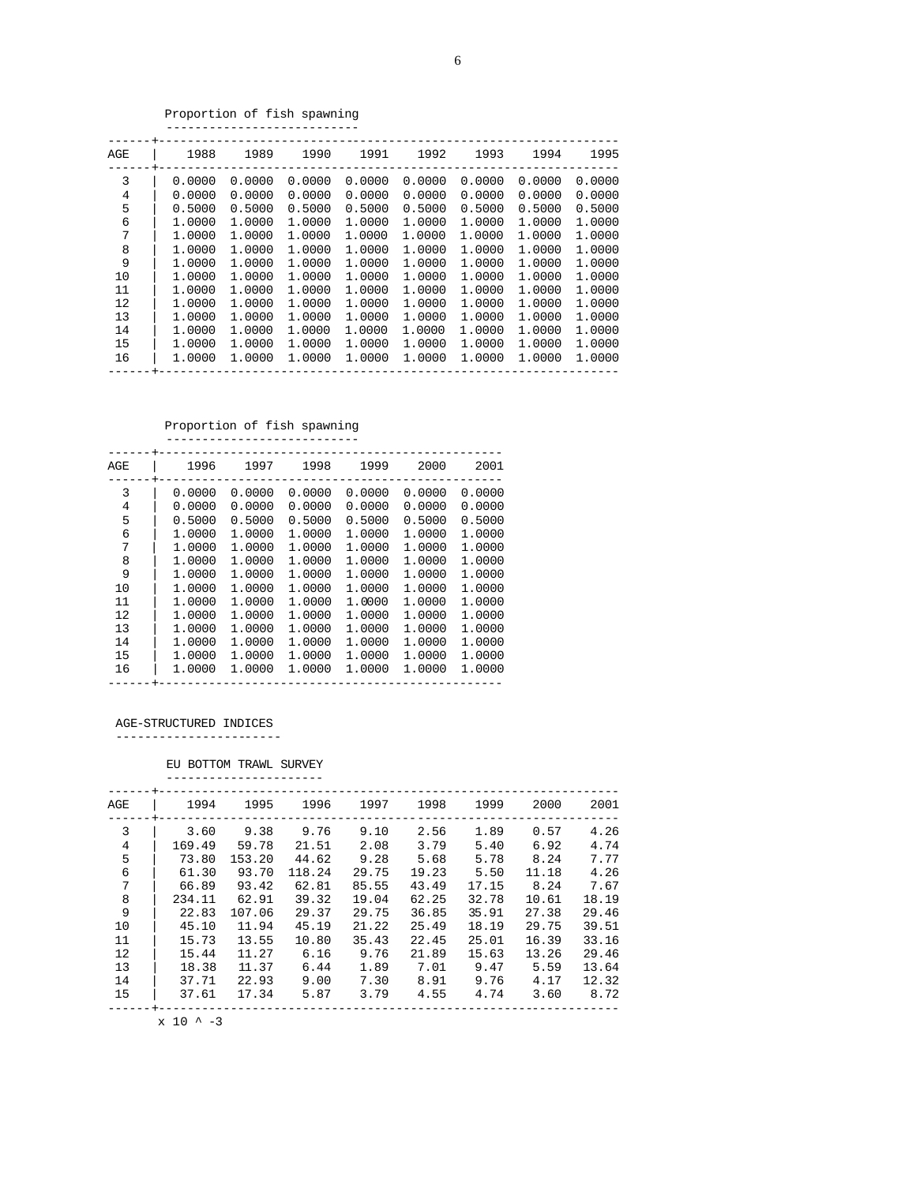Proportion of fish spawning

| AGE | 1988 | 1989 | 1990 | 1991 | 1992 | 1993 | 1994 | 1995 |
|---|---|---|---|---|---|---|---|---|
| 3 | 0.0000 | 0.0000 | 0.0000 | 0.0000 | 0.0000 | 0.0000 | 0.0000 | 0.0000 |
| 4 | 0.0000 | 0.0000 | 0.0000 | 0.0000 | 0.0000 | 0.0000 | 0.0000 | 0.0000 |
| 5 | 0.5000 | 0.5000 | 0.5000 | 0.5000 | 0.5000 | 0.5000 | 0.5000 | 0.5000 |
| 6 | 1.0000 | 1.0000 | 1.0000 | 1.0000 | 1.0000 | 1.0000 | 1.0000 | 1.0000 |
| 7 | 1.0000 | 1.0000 | 1.0000 | 1.0000 | 1.0000 | 1.0000 | 1.0000 | 1.0000 |
| 8 | 1.0000 | 1.0000 | 1.0000 | 1.0000 | 1.0000 | 1.0000 | 1.0000 | 1.0000 |
| 9 | 1.0000 | 1.0000 | 1.0000 | 1.0000 | 1.0000 | 1.0000 | 1.0000 | 1.0000 |
| 10 | 1.0000 | 1.0000 | 1.0000 | 1.0000 | 1.0000 | 1.0000 | 1.0000 | 1.0000 |
| 11 | 1.0000 | 1.0000 | 1.0000 | 1.0000 | 1.0000 | 1.0000 | 1.0000 | 1.0000 |
| 12 | 1.0000 | 1.0000 | 1.0000 | 1.0000 | 1.0000 | 1.0000 | 1.0000 | 1.0000 |
| 13 | 1.0000 | 1.0000 | 1.0000 | 1.0000 | 1.0000 | 1.0000 | 1.0000 | 1.0000 |
| 14 | 1.0000 | 1.0000 | 1.0000 | 1.0000 | 1.0000 | 1.0000 | 1.0000 | 1.0000 |
| 15 | 1.0000 | 1.0000 | 1.0000 | 1.0000 | 1.0000 | 1.0000 | 1.0000 | 1.0000 |
| 16 | 1.0000 | 1.0000 | 1.0000 | 1.0000 | 1.0000 | 1.0000 | 1.0000 | 1.0000 |

Proportion of fish spawning

| AGE | 1996 | 1997 | 1998 | 1999 | 2000 | 2001 |
|---|---|---|---|---|---|---|
| 3 | 0.0000 | 0.0000 | 0.0000 | 0.0000 | 0.0000 | 0.0000 |
| 4 | 0.0000 | 0.0000 | 0.0000 | 0.0000 | 0.0000 | 0.0000 |
| 5 | 0.5000 | 0.5000 | 0.5000 | 0.5000 | 0.5000 | 0.5000 |
| 6 | 1.0000 | 1.0000 | 1.0000 | 1.0000 | 1.0000 | 1.0000 |
| 7 | 1.0000 | 1.0000 | 1.0000 | 1.0000 | 1.0000 | 1.0000 |
| 8 | 1.0000 | 1.0000 | 1.0000 | 1.0000 | 1.0000 | 1.0000 |
| 9 | 1.0000 | 1.0000 | 1.0000 | 1.0000 | 1.0000 | 1.0000 |
| 10 | 1.0000 | 1.0000 | 1.0000 | 1.0000 | 1.0000 | 1.0000 |
| 11 | 1.0000 | 1.0000 | 1.0000 | 1.0000 | 1.0000 | 1.0000 |
| 12 | 1.0000 | 1.0000 | 1.0000 | 1.0000 | 1.0000 | 1.0000 |
| 13 | 1.0000 | 1.0000 | 1.0000 | 1.0000 | 1.0000 | 1.0000 |
| 14 | 1.0000 | 1.0000 | 1.0000 | 1.0000 | 1.0000 | 1.0000 |
| 15 | 1.0000 | 1.0000 | 1.0000 | 1.0000 | 1.0000 | 1.0000 |
| 16 | 1.0000 | 1.0000 | 1.0000 | 1.0000 | 1.0000 | 1.0000 |

AGE-STRUCTURED INDICES

EU BOTTOM TRAWL SURVEY

| AGE | 1994 | 1995 | 1996 | 1997 | 1998 | 1999 | 2000 | 2001 |
|---|---|---|---|---|---|---|---|---|
| 3 | 3.60 | 9.38 | 9.76 | 9.10 | 2.56 | 1.89 | 0.57 | 4.26 |
| 4 | 169.49 | 59.78 | 21.51 | 2.08 | 3.79 | 5.40 | 6.92 | 4.74 |
| 5 | 73.80 | 153.20 | 44.62 | 9.28 | 5.68 | 5.78 | 8.24 | 7.77 |
| 6 | 61.30 | 93.70 | 118.24 | 29.75 | 19.23 | 5.50 | 11.18 | 4.26 |
| 7 | 66.89 | 93.42 | 62.81 | 85.55 | 43.49 | 17.15 | 8.24 | 7.67 |
| 8 | 234.11 | 62.91 | 39.32 | 19.04 | 62.25 | 32.78 | 10.61 | 18.19 |
| 9 | 22.83 | 107.06 | 29.37 | 29.75 | 36.85 | 35.91 | 27.38 | 29.46 |
| 10 | 45.10 | 11.94 | 45.19 | 21.22 | 25.49 | 18.19 | 29.75 | 39.51 |
| 11 | 15.73 | 13.55 | 10.80 | 35.43 | 22.45 | 25.01 | 16.39 | 33.16 |
| 12 | 15.44 | 11.27 | 6.16 | 9.76 | 21.89 | 15.63 | 13.26 | 29.46 |
| 13 | 18.38 | 11.37 | 6.44 | 1.89 | 7.01 | 9.47 | 5.59 | 13.64 |
| 14 | 37.71 | 22.93 | 9.00 | 7.30 | 8.91 | 9.76 | 4.17 | 12.32 |
| 15 | 37.61 | 17.34 | 5.87 | 3.79 | 4.55 | 4.74 | 3.60 | 8.72 |

x 10 ^ -3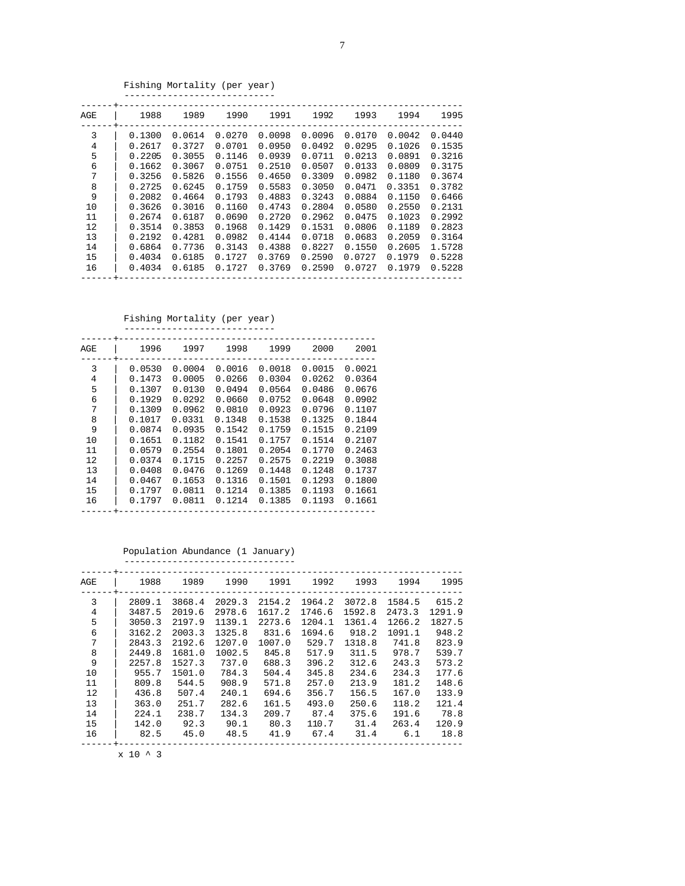Fishing Mortality (per year)

| AGE | 1988 | 1989 | 1990 | 1991 | 1992 | 1993 | 1994 | 1995 |
|---|---|---|---|---|---|---|---|---|
| 3 | 0.1300 | 0.0614 | 0.0270 | 0.0098 | 0.0096 | 0.0170 | 0.0042 | 0.0440 |
| 4 | 0.2617 | 0.3727 | 0.0701 | 0.0950 | 0.0492 | 0.0295 | 0.1026 | 0.1535 |
| 5 | 0.2205 | 0.3055 | 0.1146 | 0.0939 | 0.0711 | 0.0213 | 0.0891 | 0.3216 |
| 6 | 0.1662 | 0.3067 | 0.0751 | 0.2510 | 0.0507 | 0.0133 | 0.0809 | 0.3175 |
| 7 | 0.3256 | 0.5826 | 0.1556 | 0.4650 | 0.3309 | 0.0982 | 0.1180 | 0.3674 |
| 8 | 0.2725 | 0.6245 | 0.1759 | 0.5583 | 0.3050 | 0.0471 | 0.3351 | 0.3782 |
| 9 | 0.2082 | 0.4664 | 0.1793 | 0.4883 | 0.3243 | 0.0884 | 0.1150 | 0.6466 |
| 10 | 0.3626 | 0.3016 | 0.1160 | 0.4743 | 0.2804 | 0.0580 | 0.2550 | 0.2131 |
| 11 | 0.2674 | 0.6187 | 0.0690 | 0.2720 | 0.2962 | 0.0475 | 0.1023 | 0.2992 |
| 12 | 0.3514 | 0.3853 | 0.1968 | 0.1429 | 0.1531 | 0.0806 | 0.1189 | 0.2823 |
| 13 | 0.2192 | 0.4281 | 0.0982 | 0.4144 | 0.0718 | 0.0683 | 0.2059 | 0.3164 |
| 14 | 0.6864 | 0.7736 | 0.3143 | 0.4388 | 0.8227 | 0.1550 | 0.2605 | 1.5728 |
| 15 | 0.4034 | 0.6185 | 0.1727 | 0.3769 | 0.2590 | 0.0727 | 0.1979 | 0.5228 |
| 16 | 0.4034 | 0.6185 | 0.1727 | 0.3769 | 0.2590 | 0.0727 | 0.1979 | 0.5228 |

Fishing Mortality (per year)

| AGE | 1996 | 1997 | 1998 | 1999 | 2000 | 2001 |
|---|---|---|---|---|---|---|
| 3 | 0.0530 | 0.0004 | 0.0016 | 0.0018 | 0.0015 | 0.0021 |
| 4 | 0.1473 | 0.0005 | 0.0266 | 0.0304 | 0.0262 | 0.0364 |
| 5 | 0.1307 | 0.0130 | 0.0494 | 0.0564 | 0.0486 | 0.0676 |
| 6 | 0.1929 | 0.0292 | 0.0660 | 0.0752 | 0.0648 | 0.0902 |
| 7 | 0.1309 | 0.0962 | 0.0810 | 0.0923 | 0.0796 | 0.1107 |
| 8 | 0.1017 | 0.0331 | 0.1348 | 0.1538 | 0.1325 | 0.1844 |
| 9 | 0.0874 | 0.0935 | 0.1542 | 0.1759 | 0.1515 | 0.2109 |
| 10 | 0.1651 | 0.1182 | 0.1541 | 0.1757 | 0.1514 | 0.2107 |
| 11 | 0.0579 | 0.2554 | 0.1801 | 0.2054 | 0.1770 | 0.2463 |
| 12 | 0.0374 | 0.1715 | 0.2257 | 0.2575 | 0.2219 | 0.3088 |
| 13 | 0.0408 | 0.0476 | 0.1269 | 0.1448 | 0.1248 | 0.1737 |
| 14 | 0.0467 | 0.1653 | 0.1316 | 0.1501 | 0.1293 | 0.1800 |
| 15 | 0.1797 | 0.0811 | 0.1214 | 0.1385 | 0.1193 | 0.1661 |
| 16 | 0.1797 | 0.0811 | 0.1214 | 0.1385 | 0.1193 | 0.1661 |

Population Abundance (1 January)

| AGE | 1988 | 1989 | 1990 | 1991 | 1992 | 1993 | 1994 | 1995 |
|---|---|---|---|---|---|---|---|---|
| 3 | 2809.1 | 3868.4 | 2029.3 | 2154.2 | 1964.2 | 3072.8 | 1584.5 | 615.2 |
| 4 | 3487.5 | 2019.6 | 2978.6 | 1617.2 | 1746.6 | 1592.8 | 2473.3 | 1291.9 |
| 5 | 3050.3 | 2197.9 | 1139.1 | 2273.6 | 1204.1 | 1361.4 | 1266.2 | 1827.5 |
| 6 | 3162.2 | 2003.3 | 1325.8 | 831.6 | 1694.6 | 918.2 | 1091.1 | 948.2 |
| 7 | 2843.3 | 2192.6 | 1207.0 | 1007.0 | 529.7 | 1318.8 | 741.8 | 823.9 |
| 8 | 2449.8 | 1681.0 | 1002.5 | 845.8 | 517.9 | 311.5 | 978.7 | 539.7 |
| 9 | 2257.8 | 1527.3 | 737.0 | 688.3 | 396.2 | 312.6 | 243.3 | 573.2 |
| 10 | 955.7 | 1501.0 | 784.3 | 504.4 | 345.8 | 234.6 | 234.3 | 177.6 |
| 11 | 809.8 | 544.5 | 908.9 | 571.8 | 257.0 | 213.9 | 181.2 | 148.6 |
| 12 | 436.8 | 507.4 | 240.1 | 694.6 | 356.7 | 156.5 | 167.0 | 133.9 |
| 13 | 363.0 | 251.7 | 282.6 | 161.5 | 493.0 | 250.6 | 118.2 | 121.4 |
| 14 | 224.1 | 238.7 | 134.3 | 209.7 | 87.4 | 375.6 | 191.6 | 78.8 |
| 15 | 142.0 | 92.3 | 90.1 | 80.3 | 110.7 | 31.4 | 263.4 | 120.9 |
| 16 | 82.5 | 45.0 | 48.5 | 41.9 | 67.4 | 31.4 | 6.1 | 18.8 |

x 10 ^ 3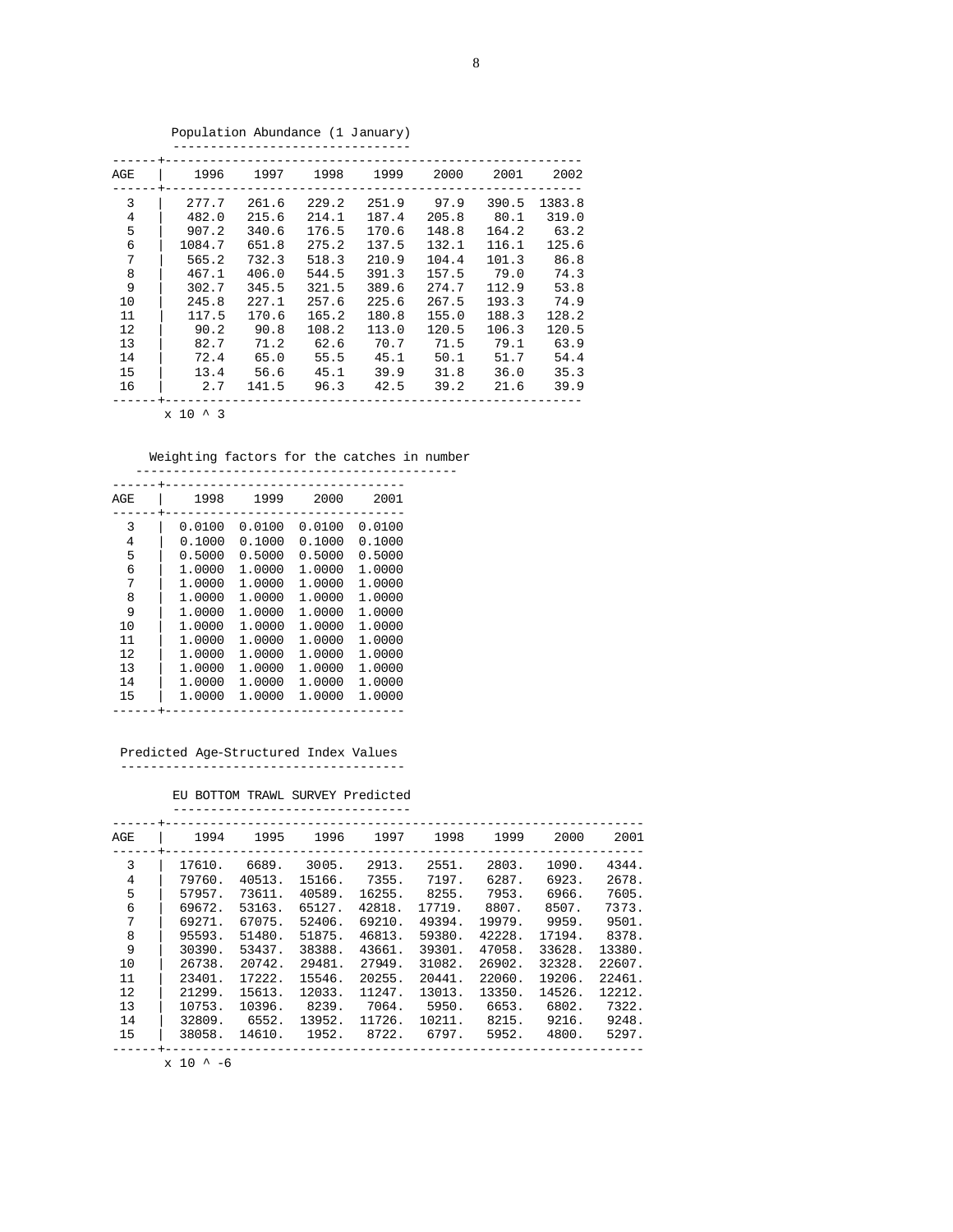Population Abundance (1 January)

| AGE | 1996 | 1997 | 1998 | 1999 | 2000 | 2001 | 2002 |
|---|---|---|---|---|---|---|---|
| 3 | 277.7 | 261.6 | 229.2 | 251.9 | 97.9 | 390.5 | 1383.8 |
| 4 | 482.0 | 215.6 | 214.1 | 187.4 | 205.8 | 80.1 | 319.0 |
| 5 | 907.2 | 340.6 | 176.5 | 170.6 | 148.8 | 164.2 | 63.2 |
| 6 | 1084.7 | 651.8 | 275.2 | 137.5 | 132.1 | 116.1 | 125.6 |
| 7 | 565.2 | 732.3 | 518.3 | 210.9 | 104.4 | 101.3 | 86.8 |
| 8 | 467.1 | 406.0 | 544.5 | 391.3 | 157.5 | 79.0 | 74.3 |
| 9 | 302.7 | 345.5 | 321.5 | 389.6 | 274.7 | 112.9 | 53.8 |
| 10 | 245.8 | 227.1 | 257.6 | 225.6 | 267.5 | 193.3 | 74.9 |
| 11 | 117.5 | 170.6 | 165.2 | 180.8 | 155.0 | 188.3 | 128.2 |
| 12 | 90.2 | 90.8 | 108.2 | 113.0 | 120.5 | 106.3 | 120.5 |
| 13 | 82.7 | 71.2 | 62.6 | 70.7 | 71.5 | 79.1 | 63.9 |
| 14 | 72.4 | 65.0 | 55.5 | 45.1 | 50.1 | 51.7 | 54.4 |
| 15 | 13.4 | 56.6 | 45.1 | 39.9 | 31.8 | 36.0 | 35.3 |
| 16 | 2.7 | 141.5 | 96.3 | 42.5 | 39.2 | 21.6 | 39.9 |

x 10 ^ 3

Weighting factors for the catches in number

| AGE | 1998 | 1999 | 2000 | 2001 |
|---|---|---|---|---|
| 3 | 0.0100 | 0.0100 | 0.0100 | 0.0100 |
| 4 | 0.1000 | 0.1000 | 0.1000 | 0.1000 |
| 5 | 0.5000 | 0.5000 | 0.5000 | 0.5000 |
| 6 | 1.0000 | 1.0000 | 1.0000 | 1.0000 |
| 7 | 1.0000 | 1.0000 | 1.0000 | 1.0000 |
| 8 | 1.0000 | 1.0000 | 1.0000 | 1.0000 |
| 9 | 1.0000 | 1.0000 | 1.0000 | 1.0000 |
| 10 | 1.0000 | 1.0000 | 1.0000 | 1.0000 |
| 11 | 1.0000 | 1.0000 | 1.0000 | 1.0000 |
| 12 | 1.0000 | 1.0000 | 1.0000 | 1.0000 |
| 13 | 1.0000 | 1.0000 | 1.0000 | 1.0000 |
| 14 | 1.0000 | 1.0000 | 1.0000 | 1.0000 |
| 15 | 1.0000 | 1.0000 | 1.0000 | 1.0000 |

Predicted Age-Structured Index Values

EU BOTTOM TRAWL SURVEY Predicted

| AGE | 1994 | 1995 | 1996 | 1997 | 1998 | 1999 | 2000 | 2001 |
|---|---|---|---|---|---|---|---|---|
| 3 | 17610. | 6689. | 3005. | 2913. | 2551. | 2803. | 1090. | 4344. |
| 4 | 79760. | 40513. | 15166. | 7355. | 7197. | 6287. | 6923. | 2678. |
| 5 | 57957. | 73611. | 40589. | 16255. | 8255. | 7953. | 6966. | 7605. |
| 6 | 69672. | 53163. | 65127. | 42818. | 17719. | 8807. | 8507. | 7373. |
| 7 | 69271. | 67075. | 52406. | 69210. | 49394. | 19979. | 9959. | 9501. |
| 8 | 95593. | 51480. | 51875. | 46813. | 59380. | 42228. | 17194. | 8378. |
| 9 | 30390. | 53437. | 38388. | 43661. | 39301. | 47058. | 33628. | 13380. |
| 10 | 26738. | 20742. | 29481. | 27949. | 31082. | 26902. | 32328. | 22607. |
| 11 | 23401. | 17222. | 15546. | 20255. | 20441. | 22060. | 19206. | 22461. |
| 12 | 21299. | 15613. | 12033. | 11247. | 13013. | 13350. | 14526. | 12212. |
| 13 | 10753. | 10396. | 8239. | 7064. | 5950. | 6653. | 6802. | 7322. |
| 14 | 32809. | 6552. | 13952. | 11726. | 10211. | 8215. | 9216. | 9248. |
| 15 | 38058. | 14610. | 1952. | 8722. | 6797. | 5952. | 4800. | 5297. |

x 10 ^ -6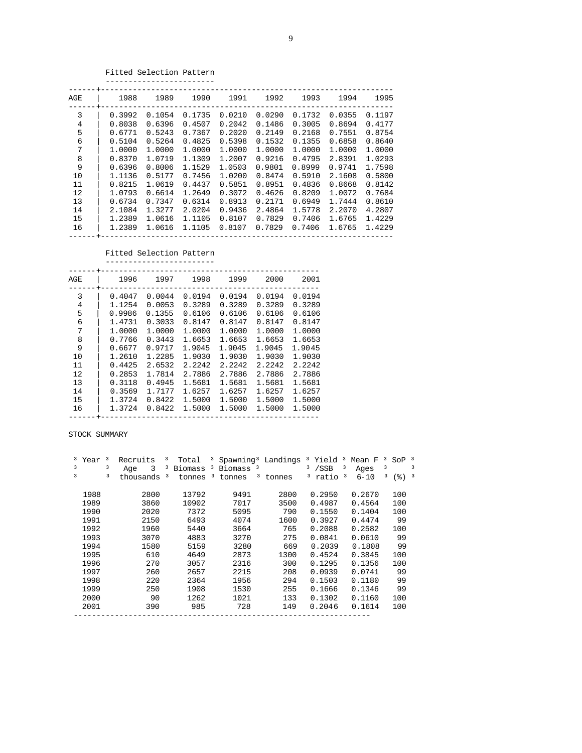Fitted Selection Pattern

| AGE | 1988 | 1989 | 1990 | 1991 | 1992 | 1993 | 1994 | 1995 |
|---|---|---|---|---|---|---|---|---|
| 3 | 0.3992 | 0.1054 | 0.1735 | 0.0210 | 0.0290 | 0.1732 | 0.0355 | 0.1197 |
| 4 | 0.8038 | 0.6396 | 0.4507 | 0.2042 | 0.1486 | 0.3005 | 0.8694 | 0.4177 |
| 5 | 0.6771 | 0.5243 | 0.7367 | 0.2020 | 0.2149 | 0.2168 | 0.7551 | 0.8754 |
| 6 | 0.5104 | 0.5264 | 0.4825 | 0.5398 | 0.1532 | 0.1355 | 0.6858 | 0.8640 |
| 7 | 1.0000 | 1.0000 | 1.0000 | 1.0000 | 1.0000 | 1.0000 | 1.0000 | 1.0000 |
| 8 | 0.8370 | 1.0719 | 1.1309 | 1.2007 | 0.9216 | 0.4795 | 2.8391 | 1.0293 |
| 9 | 0.6396 | 0.8006 | 1.1529 | 1.0503 | 0.9801 | 0.8999 | 0.9741 | 1.7598 |
| 10 | 1.1136 | 0.5177 | 0.7456 | 1.0200 | 0.8474 | 0.5910 | 2.1608 | 0.5800 |
| 11 | 0.8215 | 1.0619 | 0.4437 | 0.5851 | 0.8951 | 0.4836 | 0.8668 | 0.8142 |
| 12 | 1.0793 | 0.6614 | 1.2649 | 0.3072 | 0.4626 | 0.8209 | 1.0072 | 0.7684 |
| 13 | 0.6734 | 0.7347 | 0.6314 | 0.8913 | 0.2171 | 0.6949 | 1.7444 | 0.8610 |
| 14 | 2.1084 | 1.3277 | 2.0204 | 0.9436 | 2.4864 | 1.5778 | 2.2070 | 4.2807 |
| 15 | 1.2389 | 1.0616 | 1.1105 | 0.8107 | 0.7829 | 0.7406 | 1.6765 | 1.4229 |
| 16 | 1.2389 | 1.0616 | 1.1105 | 0.8107 | 0.7829 | 0.7406 | 1.6765 | 1.4229 |

Fitted Selection Pattern

| AGE | 1996 | 1997 | 1998 | 1999 | 2000 | 2001 |
|---|---|---|---|---|---|---|
| 3 | 0.4047 | 0.0044 | 0.0194 | 0.0194 | 0.0194 | 0.0194 |
| 4 | 1.1254 | 0.0053 | 0.3289 | 0.3289 | 0.3289 | 0.3289 |
| 5 | 0.9986 | 0.1355 | 0.6106 | 0.6106 | 0.6106 | 0.6106 |
| 6 | 1.4731 | 0.3033 | 0.8147 | 0.8147 | 0.8147 | 0.8147 |
| 7 | 1.0000 | 1.0000 | 1.0000 | 1.0000 | 1.0000 | 1.0000 |
| 8 | 0.7766 | 0.3443 | 1.6653 | 1.6653 | 1.6653 | 1.6653 |
| 9 | 0.6677 | 0.9717 | 1.9045 | 1.9045 | 1.9045 | 1.9045 |
| 10 | 1.2610 | 1.2285 | 1.9030 | 1.9030 | 1.9030 | 1.9030 |
| 11 | 0.4425 | 2.6532 | 2.2242 | 2.2242 | 2.2242 | 2.2242 |
| 12 | 0.2853 | 1.7814 | 2.7886 | 2.7886 | 2.7886 | 2.7886 |
| 13 | 0.3118 | 0.4945 | 1.5681 | 1.5681 | 1.5681 | 1.5681 |
| 14 | 0.3569 | 1.7177 | 1.6257 | 1.6257 | 1.6257 | 1.6257 |
| 15 | 1.3724 | 0.8422 | 1.5000 | 1.5000 | 1.5000 | 1.5000 |
| 16 | 1.3724 | 0.8422 | 1.5000 | 1.5000 | 1.5000 | 1.5000 |

STOCK SUMMARY

| Year | Recruits Age 3 thousands | Total Biomass tonnes | Spawning Biomass tonnes | Landings tonnes | Yield /SSB ratio | Mean F Ages 6-10 | SoP (%) |
|---|---|---|---|---|---|---|---|
| 1988 | 2800 | 13792 | 9491 | 2800 | 0.2950 | 0.2670 | 100 |
| 1989 | 3860 | 10902 | 7017 | 3500 | 0.4987 | 0.4564 | 100 |
| 1990 | 2020 | 7372 | 5095 | 790 | 0.1550 | 0.1404 | 100 |
| 1991 | 2150 | 6493 | 4074 | 1600 | 0.3927 | 0.4474 | 99 |
| 1992 | 1960 | 5440 | 3664 | 765 | 0.2088 | 0.2582 | 100 |
| 1993 | 3070 | 4883 | 3270 | 275 | 0.0841 | 0.0610 | 99 |
| 1994 | 1580 | 5159 | 3280 | 669 | 0.2039 | 0.1808 | 99 |
| 1995 | 610 | 4649 | 2873 | 1300 | 0.4524 | 0.3845 | 100 |
| 1996 | 270 | 3057 | 2316 | 300 | 0.1295 | 0.1356 | 100 |
| 1997 | 260 | 2657 | 2215 | 208 | 0.0939 | 0.0741 | 99 |
| 1998 | 220 | 2364 | 1956 | 294 | 0.1503 | 0.1180 | 99 |
| 1999 | 250 | 1908 | 1530 | 255 | 0.1666 | 0.1346 | 99 |
| 2000 | 90 | 1262 | 1021 | 133 | 0.1302 | 0.1160 | 100 |
| 2001 | 390 | 985 | 728 | 149 | 0.2046 | 0.1614 | 100 |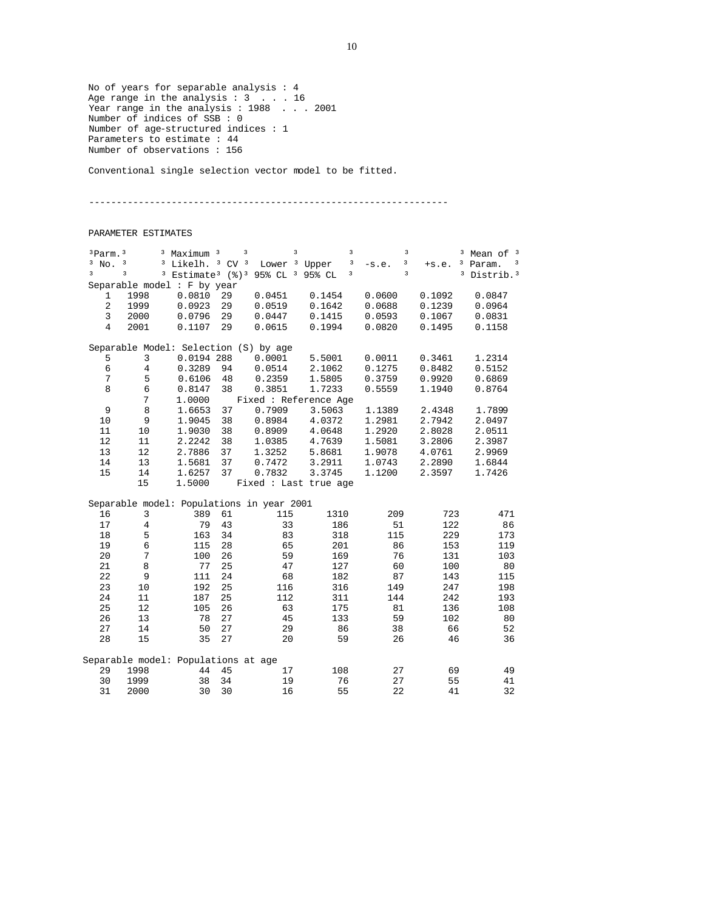No of years for separable analysis : 4
Age range in the analysis : 3 . . . 16
Year range in the analysis : 1988 . . . 2001
Number of indices of SSB : 0
Number of age-structured indices : 1
Parameters to estimate : 44
Number of observations : 156

Conventional single selection vector model to be fitted.

---

PARAMETER ESTIMATES

| Parm. No. | | Maximum Likelh. Estimate | CV (%) | Lower 95% CL | Upper 95% CL | -s.e. | +s.e. | Mean of Param. Distrib. |
|---|---|---|---|---|---|---|---|---|
| **Separable model : F by year** | | | | | | | | |
| 1 | 1998 | 0.0810 | 29 | 0.0451 | 0.1454 | 0.0600 | 0.1092 | 0.0847 |
| 2 | 1999 | 0.0923 | 29 | 0.0519 | 0.1642 | 0.0688 | 0.1239 | 0.0964 |
| 3 | 2000 | 0.0796 | 29 | 0.0447 | 0.1415 | 0.0593 | 0.1067 | 0.0831 |
| 4 | 2001 | 0.1107 | 29 | 0.0615 | 0.1994 | 0.0820 | 0.1495 | 0.1158 |
| **Separable Model: Selection (S) by age** | | | | | | | | |
| 5 | 3 | 0.0194 | 288 | 0.0001 | 5.5001 | 0.0011 | 0.3461 | 1.2314 |
| 6 | 4 | 0.3289 | 94 | 0.0514 | 2.1062 | 0.1275 | 0.8482 | 0.5152 |
| 7 | 5 | 0.6106 | 48 | 0.2359 | 1.5805 | 0.3759 | 0.9920 | 0.6869 |
| 8 | 6 | 0.8147 | 38 | 0.3851 | 1.7233 | 0.5559 | 1.1940 | 0.8764 |
| | 7 | 1.0000 | | Fixed : Reference Age | | | | |
| 9 | 8 | 1.6653 | 37 | 0.7909 | 3.5063 | 1.1389 | 2.4348 | 1.7899 |
| 10 | 9 | 1.9045 | 38 | 0.8984 | 4.0372 | 1.2981 | 2.7942 | 2.0497 |
| 11 | 10 | 1.9030 | 38 | 0.8909 | 4.0648 | 1.2920 | 2.8028 | 2.0511 |
| 12 | 11 | 2.2242 | 38 | 1.0385 | 4.7639 | 1.5081 | 3.2806 | 2.3987 |
| 13 | 12 | 2.7886 | 37 | 1.3252 | 5.8681 | 1.9078 | 4.0761 | 2.9969 |
| 14 | 13 | 1.5681 | 37 | 0.7472 | 3.2911 | 1.0743 | 2.2890 | 1.6844 |
| 15 | 14 | 1.6257 | 37 | 0.7832 | 3.3745 | 1.1200 | 2.3597 | 1.7426 |
| | 15 | 1.5000 | | Fixed : Last true age | | | | |
| **Separable model: Populations in year 2001** | | | | | | | | |
| 16 | 3 | 389 | 61 | 115 | 1310 | 209 | 723 | 471 |
| 17 | 4 | 79 | 43 | 33 | 186 | 51 | 122 | 86 |
| 18 | 5 | 163 | 34 | 83 | 318 | 115 | 229 | 173 |
| 19 | 6 | 115 | 28 | 65 | 201 | 86 | 153 | 119 |
| 20 | 7 | 100 | 26 | 59 | 169 | 76 | 131 | 103 |
| 21 | 8 | 77 | 25 | 47 | 127 | 60 | 100 | 80 |
| 22 | 9 | 111 | 24 | 68 | 182 | 87 | 143 | 115 |
| 23 | 10 | 192 | 25 | 116 | 316 | 149 | 247 | 198 |
| 24 | 11 | 187 | 25 | 112 | 311 | 144 | 242 | 193 |
| 25 | 12 | 105 | 26 | 63 | 175 | 81 | 136 | 108 |
| 26 | 13 | 78 | 27 | 45 | 133 | 59 | 102 | 80 |
| 27 | 14 | 50 | 27 | 29 | 86 | 38 | 66 | 52 |
| 28 | 15 | 35 | 27 | 20 | 59 | 26 | 46 | 36 |
| **Separable model: Populations at age** | | | | | | | | |
| 29 | 1998 | 44 | 45 | 17 | 108 | 27 | 69 | 49 |
| 30 | 1999 | 38 | 34 | 19 | 76 | 27 | 55 | 41 |
| 31 | 2000 | 30 | 30 | 16 | 55 | 22 | 41 | 32 |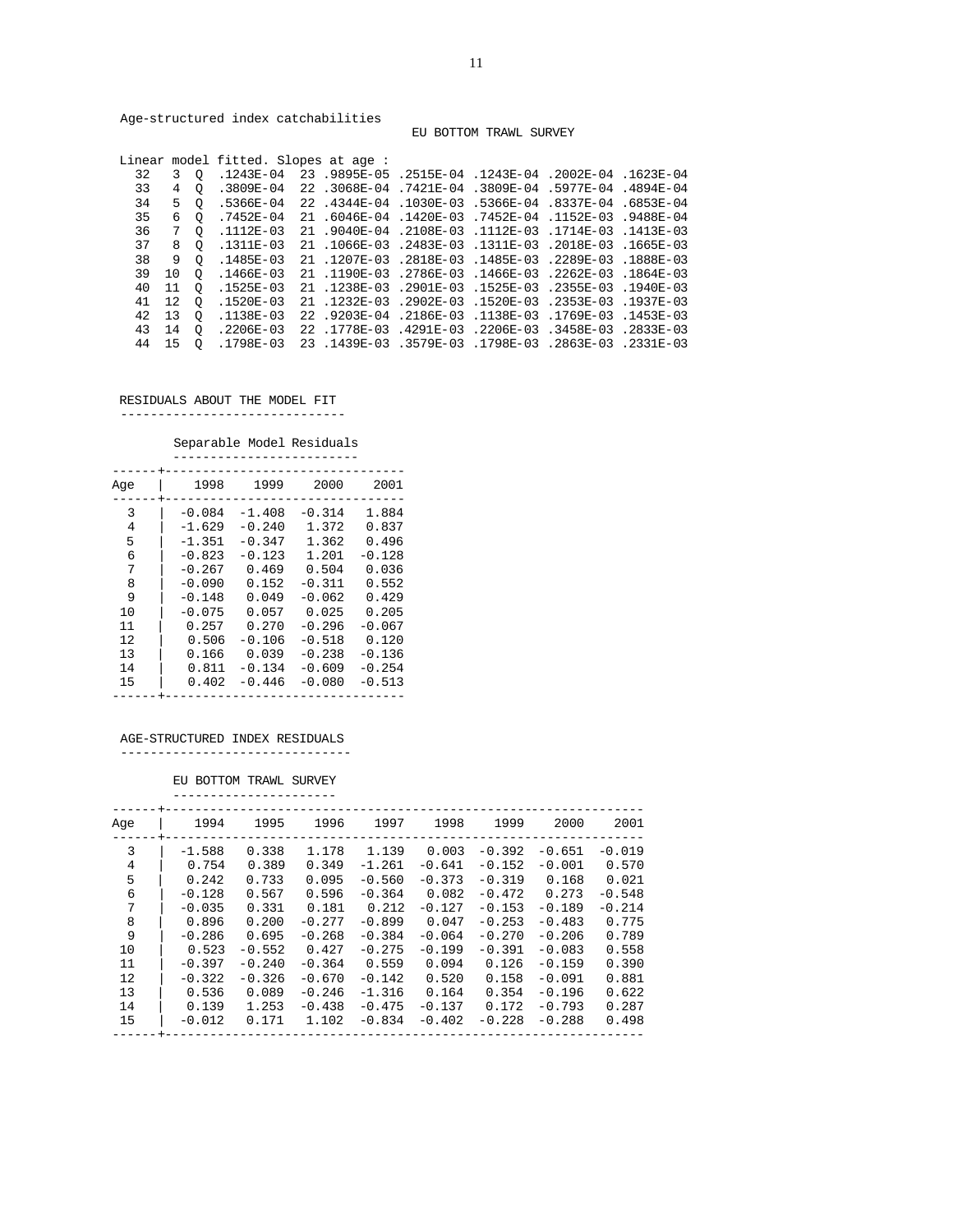Age-structured index catchabilities

EU BOTTOM TRAWL SURVEY

Linear model fitted. Slopes at age :

| | | | | | | | | | |
|---|---|---|---|---|---|---|---|---|---|
| 32 | 3 | Q | .1243E-04 | 23 | .9895E-05 | .2515E-04 | .1243E-04 | .2002E-04 | .1623E-04 |
| 33 | 4 | Q | .3809E-04 | 22 | .3068E-04 | .7421E-04 | .3809E-04 | .5977E-04 | .4894E-04 |
| 34 | 5 | Q | .5366E-04 | 22 | .4344E-04 | .1030E-03 | .5366E-04 | .8337E-04 | .6853E-04 |
| 35 | 6 | Q | .7452E-04 | 21 | .6046E-04 | .1420E-03 | .7452E-04 | .1152E-03 | .9488E-04 |
| 36 | 7 | Q | .1112E-03 | 21 | .9040E-04 | .2108E-03 | .1112E-03 | .1714E-03 | .1413E-03 |
| 37 | 8 | Q | .1311E-03 | 21 | .1066E-03 | .2483E-03 | .1311E-03 | .2018E-03 | .1665E-03 |
| 38 | 9 | Q | .1485E-03 | 21 | .1207E-03 | .2818E-03 | .1485E-03 | .2289E-03 | .1888E-03 |
| 39 | 10 | Q | .1466E-03 | 21 | .1190E-03 | .2786E-03 | .1466E-03 | .2262E-03 | .1864E-03 |
| 40 | 11 | Q | .1525E-03 | 21 | .1238E-03 | .2901E-03 | .1525E-03 | .2355E-03 | .1940E-03 |
| 41 | 12 | Q | .1520E-03 | 21 | .1232E-03 | .2902E-03 | .1520E-03 | .2353E-03 | .1937E-03 |
| 42 | 13 | Q | .1138E-03 | 22 | .9203E-04 | .2186E-03 | .1138E-03 | .1769E-03 | .1453E-03 |
| 43 | 14 | Q | .2206E-03 | 22 | .1778E-03 | .4291E-03 | .2206E-03 | .3458E-03 | .2833E-03 |
| 44 | 15 | Q | .1798E-03 | 23 | .1439E-03 | .3579E-03 | .1798E-03 | .2863E-03 | .2331E-03 |

RESIDUALS ABOUT THE MODEL FIT

Separable Model Residuals

| Age | 1998 | 1999 | 2000 | 2001 |
|---|---|---|---|---|
| 3 | -0.084 | -1.408 | -0.314 | 1.884 |
| 4 | -1.629 | -0.240 | 1.372 | 0.837 |
| 5 | -1.351 | -0.347 | 1.362 | 0.496 |
| 6 | -0.823 | -0.123 | 1.201 | -0.128 |
| 7 | -0.267 | 0.469 | 0.504 | 0.036 |
| 8 | -0.090 | 0.152 | -0.311 | 0.552 |
| 9 | -0.148 | 0.049 | -0.062 | 0.429 |
| 10 | -0.075 | 0.057 | 0.025 | 0.205 |
| 11 | 0.257 | 0.270 | -0.296 | -0.067 |
| 12 | 0.506 | -0.106 | -0.518 | 0.120 |
| 13 | 0.166 | 0.039 | -0.238 | -0.136 |
| 14 | 0.811 | -0.134 | -0.609 | -0.254 |
| 15 | 0.402 | -0.446 | -0.080 | -0.513 |

AGE-STRUCTURED INDEX RESIDUALS

EU BOTTOM TRAWL SURVEY

| Age | 1994 | 1995 | 1996 | 1997 | 1998 | 1999 | 2000 | 2001 |
|---|---|---|---|---|---|---|---|---|
| 3 | -1.588 | 0.338 | 1.178 | 1.139 | 0.003 | -0.392 | -0.651 | -0.019 |
| 4 | 0.754 | 0.389 | 0.349 | -1.261 | -0.641 | -0.152 | -0.001 | 0.570 |
| 5 | 0.242 | 0.733 | 0.095 | -0.560 | -0.373 | -0.319 | 0.168 | 0.021 |
| 6 | -0.128 | 0.567 | 0.596 | -0.364 | 0.082 | -0.472 | 0.273 | -0.548 |
| 7 | -0.035 | 0.331 | 0.181 | 0.212 | -0.127 | -0.153 | -0.189 | -0.214 |
| 8 | 0.896 | 0.200 | -0.277 | -0.899 | 0.047 | -0.253 | -0.483 | 0.775 |
| 9 | -0.286 | 0.695 | -0.268 | -0.384 | -0.064 | -0.270 | -0.206 | 0.789 |
| 10 | 0.523 | -0.552 | 0.427 | -0.275 | -0.199 | -0.391 | -0.083 | 0.558 |
| 11 | -0.397 | -0.240 | -0.364 | 0.559 | 0.094 | 0.126 | -0.159 | 0.390 |
| 12 | -0.322 | -0.326 | -0.670 | -0.142 | 0.520 | 0.158 | -0.091 | 0.881 |
| 13 | 0.536 | 0.089 | -0.246 | -1.316 | 0.164 | 0.354 | -0.196 | 0.622 |
| 14 | 0.139 | 1.253 | -0.438 | -0.475 | -0.137 | 0.172 | -0.793 | 0.287 |
| 15 | -0.012 | 0.171 | 1.102 | -0.834 | -0.402 | -0.228 | -0.288 | 0.498 |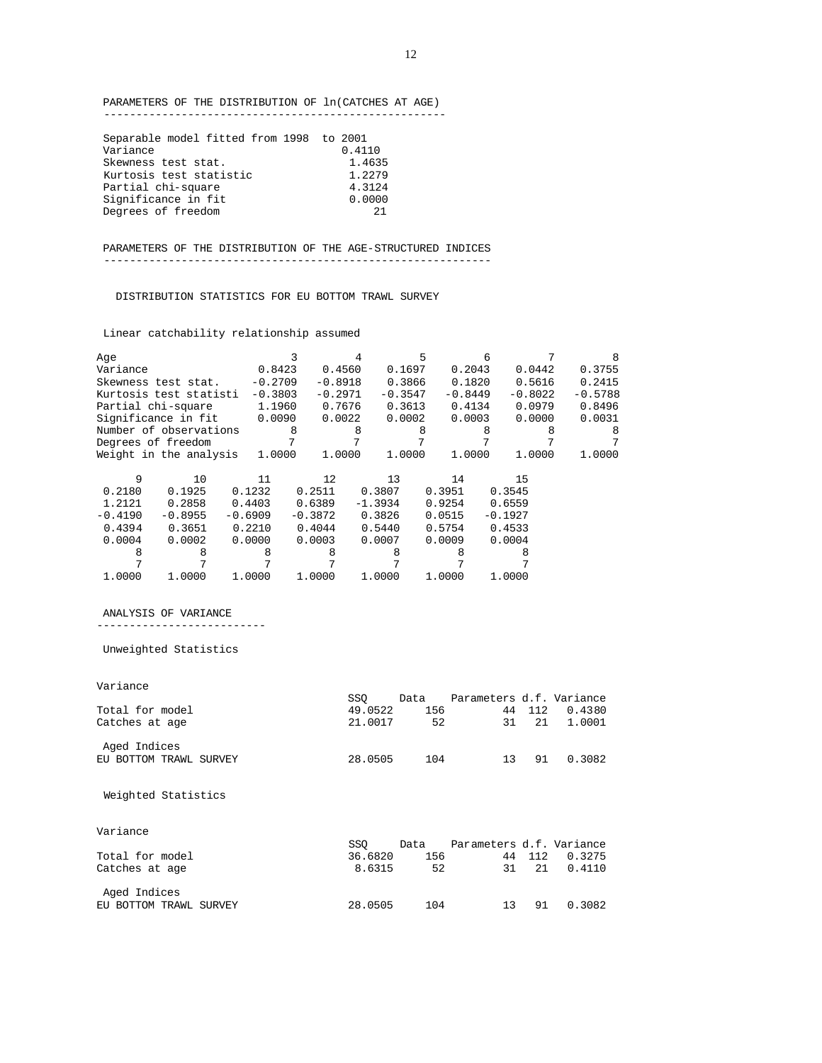## PARAMETERS OF THE DISTRIBUTION OF ln(CATCHES AT AGE)

| Separable model fitted from 1998 to 2001 | |
|---|---|
| Variance | 0.4110 |
| Skewness test stat. | 1.4635 |
| Kurtosis test statistic | 1.2279 |
| Partial chi-square | 4.3124 |
| Significance in fit | 0.0000 |
| Degrees of freedom | 21 |

## PARAMETERS OF THE DISTRIBUTION OF THE AGE-STRUCTURED INDICES

### DISTRIBUTION STATISTICS FOR EU BOTTOM TRAWL SURVEY

Linear catchability relationship assumed

| Age | 3 | 4 | 5 | 6 | 7 | 8 |
|---|---|---|---|---|---|---|
| Variance | 0.8423 | 0.4560 | 0.1697 | 0.2043 | 0.0442 | 0.3755 |
| Skewness test stat. | -0.2709 | -0.8918 | 0.3866 | 0.1820 | 0.5616 | 0.2415 |
| Kurtosis test statisti | -0.3803 | -0.2971 | -0.3547 | -0.8449 | -0.8022 | -0.5788 |
| Partial chi-square | 1.1960 | 0.7676 | 0.3613 | 0.4134 | 0.0979 | 0.8496 |
| Significance in fit | 0.0090 | 0.0022 | 0.0002 | 0.0003 | 0.0000 | 0.0031 |
| Number of observations | 8 | 8 | 8 | 8 | 8 | 8 |
| Degrees of freedom | 7 | 7 | 7 | 7 | 7 | 7 |
| Weight in the analysis | 1.0000 | 1.0000 | 1.0000 | 1.0000 | 1.0000 | 1.0000 |

| 9 | 10 | 11 | 12 | 13 | 14 | 15 |
|---|---|---|---|---|---|---|
| 0.2180 | 0.1925 | 0.1232 | 0.2511 | 0.3807 | 0.3951 | 0.3545 |
| 1.2121 | 0.2858 | 0.4403 | 0.6389 | -1.3934 | 0.9254 | 0.6559 |
| -0.4190 | -0.8955 | -0.6909 | -0.3872 | 0.3826 | 0.0515 | -0.1927 |
| 0.4394 | 0.3651 | 0.2210 | 0.4044 | 0.5440 | 0.5754 | 0.4533 |
| 0.0004 | 0.0002 | 0.0000 | 0.0003 | 0.0007 | 0.0009 | 0.0004 |
| 8 | 8 | 8 | 8 | 8 | 8 | 8 |
| 7 | 7 | 7 | 7 | 7 | 7 | 7 |
| 1.0000 | 1.0000 | 1.0000 | 1.0000 | 1.0000 | 1.0000 | 1.0000 |

## ANALYSIS OF VARIANCE

### Unweighted Statistics

Variance

| | SSQ | Data | Parameters | d.f. | Variance |
|---|---|---|---|---|---|
| Total for model | 49.0522 | 156 | 44 | 112 | 0.4380 |
| Catches at age | 21.0017 | 52 | 31 | 21 | 1.0001 |
| Aged Indices | | | | | |
| EU BOTTOM TRAWL SURVEY | 28.0505 | 104 | 13 | 91 | 0.3082 |

### Weighted Statistics

Variance

| | SSQ | Data | Parameters | d.f. | Variance |
|---|---|---|---|---|---|
| Total for model | 36.6820 | 156 | 44 | 112 | 0.3275 |
| Catches at age | 8.6315 | 52 | 31 | 21 | 0.4110 |
| Aged Indices | | | | | |
| EU BOTTOM TRAWL SURVEY | 28.0505 | 104 | 13 | 91 | 0.3082 |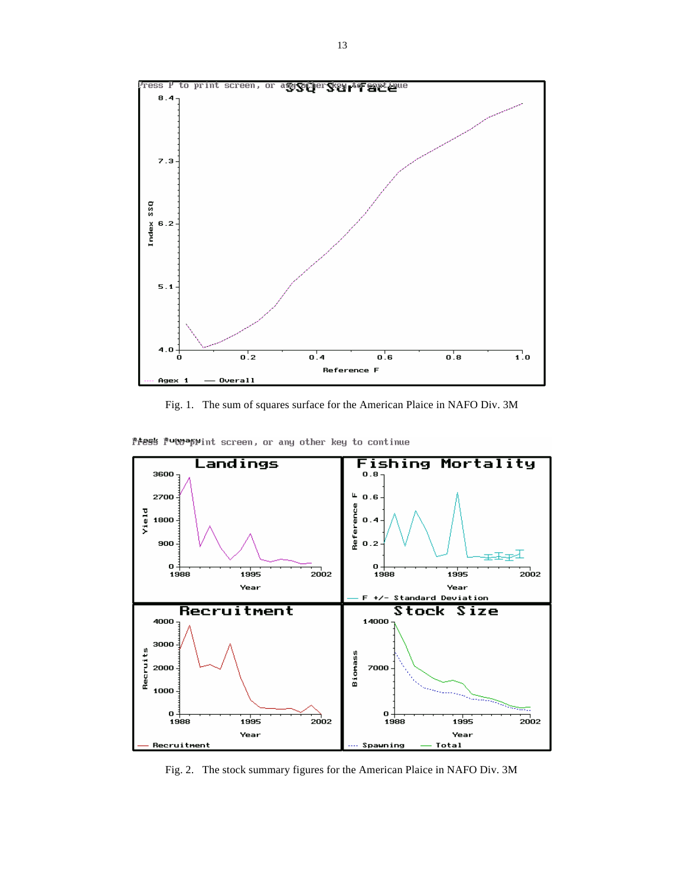Press P to print screen, or any other key to continue

SSQ Surface

8.4

7.3

6.2

5.1

4.0

Index SSQ

0

0.2

0.4

0.6

0.8

1.0

Reference F

Agex 1

Overall

Fig. 1. The sum of squares surface for the American Plaice in NAFO Div. 3M

Stock Summary

Press P to print screen, or any other key to continue

Landings

3600

2700

1800

900

0

Yield

1988

1995

2002

Year

Fishing Mortality

0.8

0.6

0.4

0.2

0

Reference F

1988

1995

2002

Year

F +/- Standard Deviation

Recruitment

4000

3000

2000

1000

0

Recruits

1988

1995

2002

Year

Recruitment

Stock Size

14000

7000

0

Biomass

1988

1995

2002

Year

Spawning

Total

Fig. 2. The stock summary figures for the American Plaice in NAFO Div. 3M